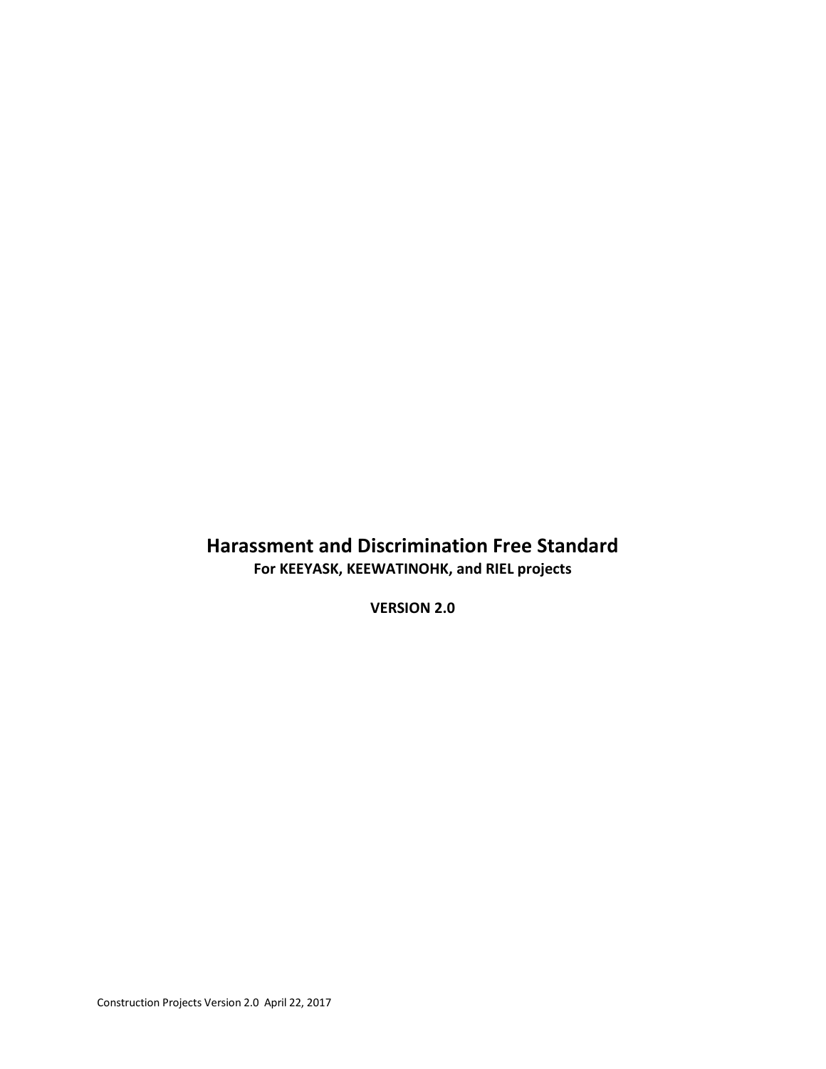# Harassment and Discrimination Free Standard

**For KEEYASK, KEEWATINOHK, and RIEL projects**

**VERSION 2.0**

Construction Projects Version 2.0 April 22, 2017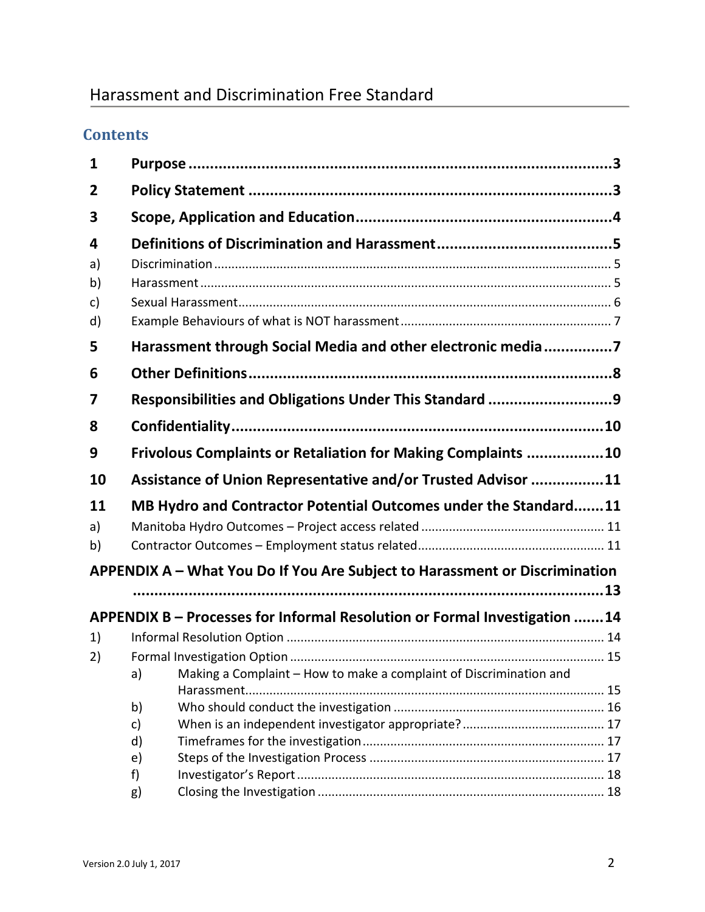# Contents

**1 Purpose** ... 3

**2 Policy Statement** ... 3

**3 Scope, Application and Education** ... 4

**4 Definitions of Discrimination and Harassment** ... 5

- a) Discrimination ... 5
- b) Harassment ... 5
- c) Sexual Harassment ... 6
- d) Example Behaviours of what is NOT harassment ... 7

**5 Harassment through Social Media and other electronic media** ... 7

**6 Other Definitions** ... 8

**7 Responsibilities and Obligations Under This Standard** ... 9

**8 Confidentiality** ... 10

**9 Frivolous Complaints or Retaliation for Making Complaints** ... 10

**10 Assistance of Union Representative and/or Trusted Advisor** ... 11

**11 MB Hydro and Contractor Potential Outcomes under the Standard** ... 11

- a) Manitoba Hydro Outcomes – Project access related ... 11
- b) Contractor Outcomes – Employment status related ... 11

**APPENDIX A – What You Do If You Are Subject to Harassment or Discrimination** ... 13

**APPENDIX B – Processes for Informal Resolution or Formal Investigation** ... 14

- 1) Informal Resolution Option ... 14
- 2) Formal Investigation Option ... 15
  - a) Making a Complaint – How to make a complaint of Discrimination and Harassment ... 15
  - b) Who should conduct the investigation ... 16
  - c) When is an independent investigator appropriate? ... 17
  - d) Timeframes for the investigation ... 17
  - e) Steps of the Investigation Process ... 17
  - f) Investigator's Report ... 18
  - g) Closing the Investigation ... 18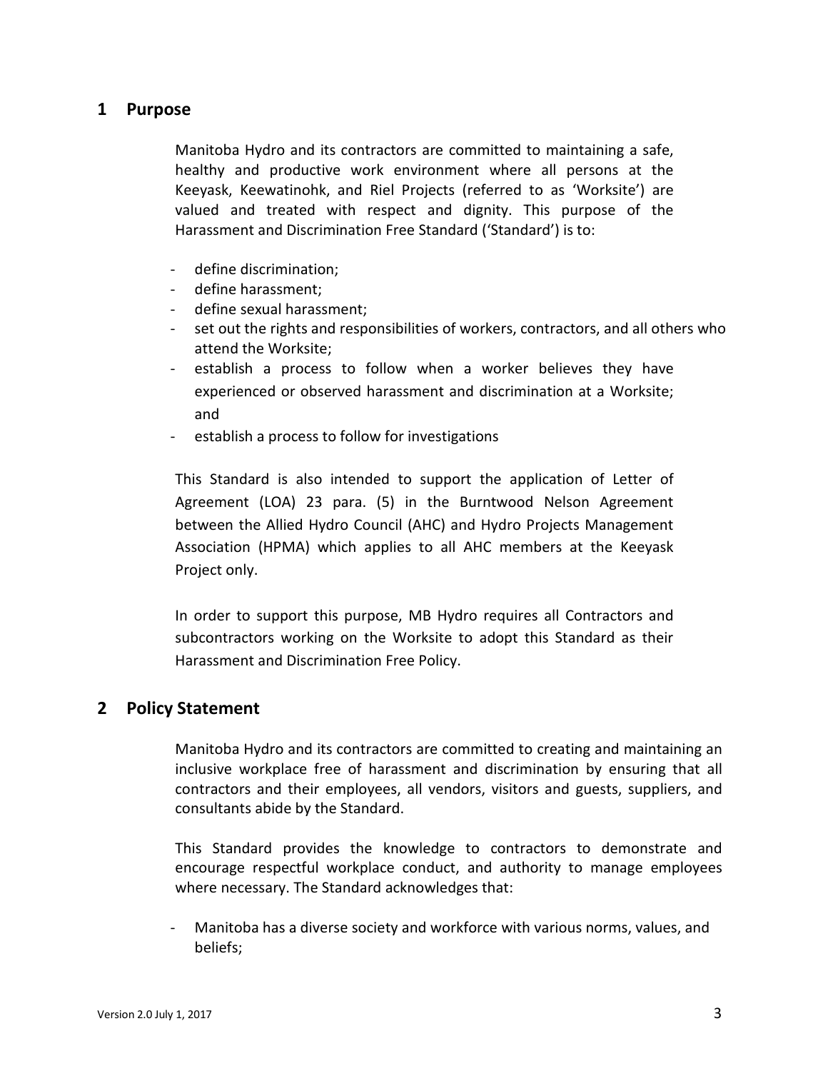## 1 Purpose

Manitoba Hydro and its contractors are committed to maintaining a safe, healthy and productive work environment where all persons at the Keeyask, Keewatinohk, and Riel Projects (referred to as 'Worksite') are valued and treated with respect and dignity. This purpose of the Harassment and Discrimination Free Standard ('Standard') is to:

- define discrimination;
- define harassment;
- define sexual harassment;
- set out the rights and responsibilities of workers, contractors, and all others who attend the Worksite;
- establish a process to follow when a worker believes they have experienced or observed harassment and discrimination at a Worksite; and
- establish a process to follow for investigations

This Standard is also intended to support the application of Letter of Agreement (LOA) 23 para. (5) in the Burntwood Nelson Agreement between the Allied Hydro Council (AHC) and Hydro Projects Management Association (HPMA) which applies to all AHC members at the Keeyask Project only.

In order to support this purpose, MB Hydro requires all Contractors and subcontractors working on the Worksite to adopt this Standard as their Harassment and Discrimination Free Policy.

## 2 Policy Statement

Manitoba Hydro and its contractors are committed to creating and maintaining an inclusive workplace free of harassment and discrimination by ensuring that all contractors and their employees, all vendors, visitors and guests, suppliers, and consultants abide by the Standard.

This Standard provides the knowledge to contractors to demonstrate and encourage respectful workplace conduct, and authority to manage employees where necessary. The Standard acknowledges that:

- Manitoba has a diverse society and workforce with various norms, values, and beliefs;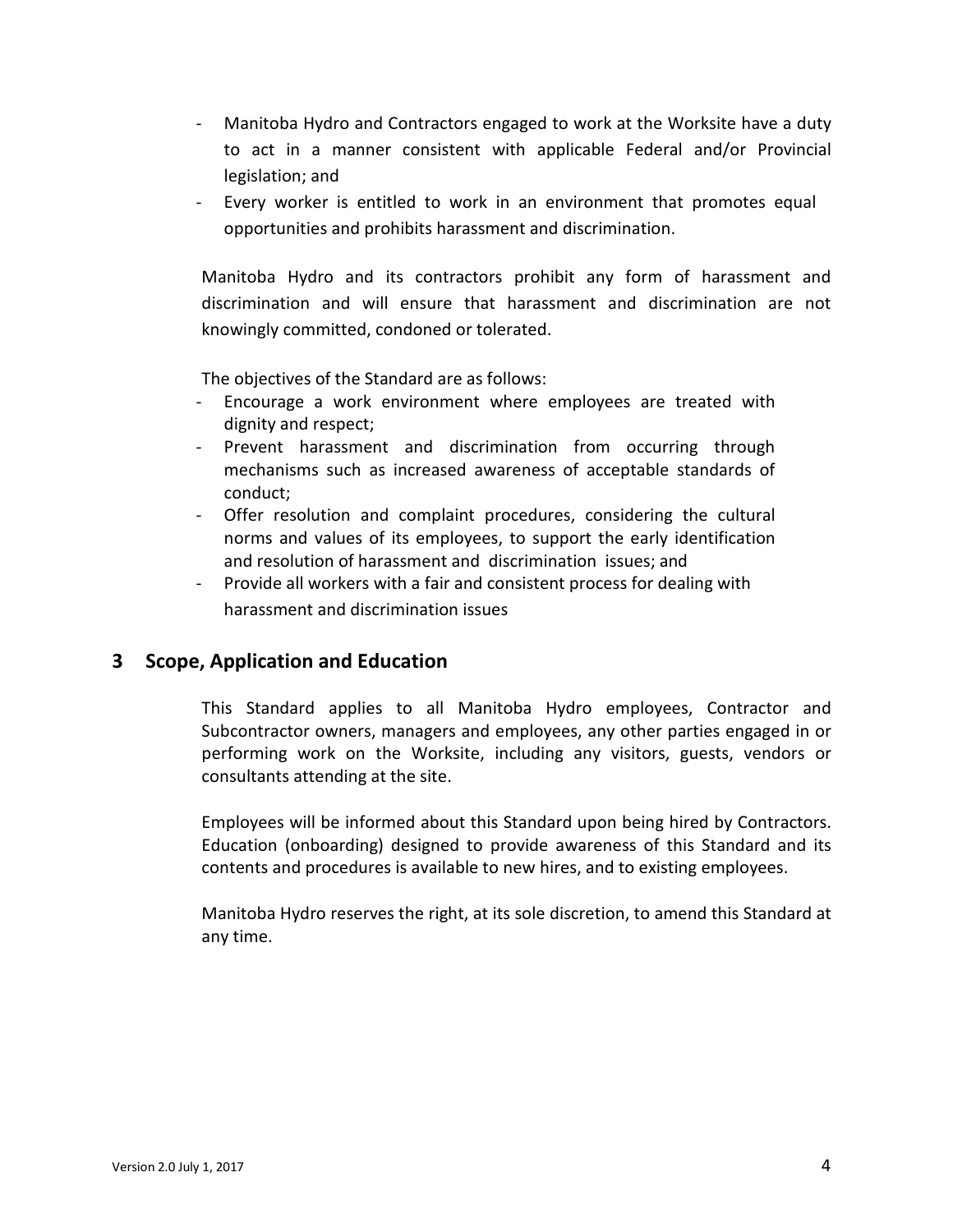- Manitoba Hydro and Contractors engaged to work at the Worksite have a duty to act in a manner consistent with applicable Federal and/or Provincial legislation; and
- Every worker is entitled to work in an environment that promotes equal opportunities and prohibits harassment and discrimination.

Manitoba Hydro and its contractors prohibit any form of harassment and discrimination and will ensure that harassment and discrimination are not knowingly committed, condoned or tolerated.

The objectives of the Standard are as follows:

- Encourage a work environment where employees are treated with dignity and respect;
- Prevent harassment and discrimination from occurring through mechanisms such as increased awareness of acceptable standards of conduct;
- Offer resolution and complaint procedures, considering the cultural norms and values of its employees, to support the early identification and resolution of harassment and discrimination issues; and
- Provide all workers with a fair and consistent process for dealing with harassment and discrimination issues

## 3 Scope, Application and Education

This Standard applies to all Manitoba Hydro employees, Contractor and Subcontractor owners, managers and employees, any other parties engaged in or performing work on the Worksite, including any visitors, guests, vendors or consultants attending at the site.

Employees will be informed about this Standard upon being hired by Contractors. Education (onboarding) designed to provide awareness of this Standard and its contents and procedures is available to new hires, and to existing employees.

Manitoba Hydro reserves the right, at its sole discretion, to amend this Standard at any time.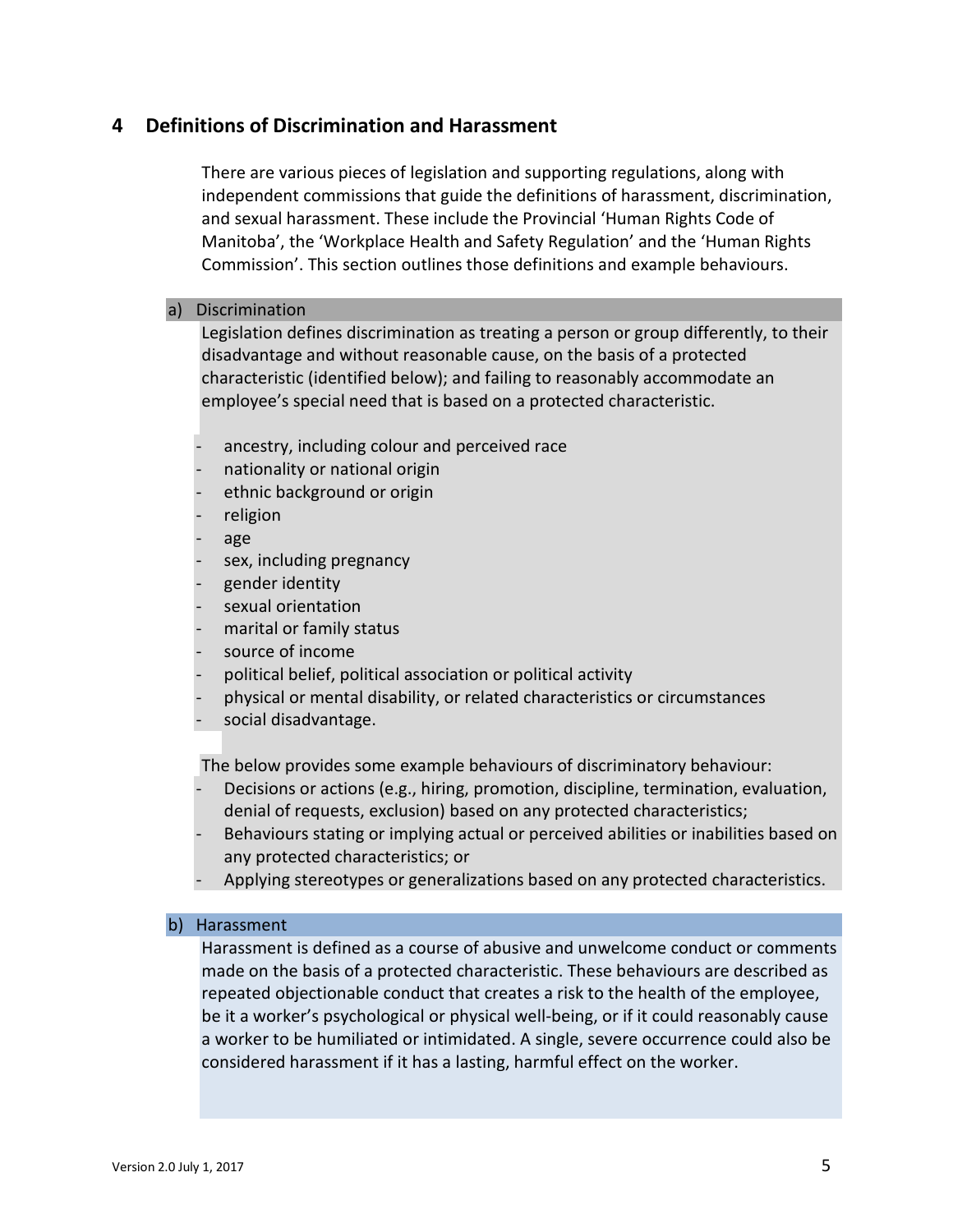## 4 Definitions of Discrimination and Harassment

There are various pieces of legislation and supporting regulations, along with independent commissions that guide the definitions of harassment, discrimination, and sexual harassment. These include the Provincial 'Human Rights Code of Manitoba', the 'Workplace Health and Safety Regulation' and the 'Human Rights Commission'. This section outlines those definitions and example behaviours.

### a) Discrimination

Legislation defines discrimination as treating a person or group differently, to their disadvantage and without reasonable cause, on the basis of a protected characteristic (identified below); and failing to reasonably accommodate an employee's special need that is based on a protected characteristic.

- ancestry, including colour and perceived race
- nationality or national origin
- ethnic background or origin
- religion
- age
- sex, including pregnancy
- gender identity
- sexual orientation
- marital or family status
- source of income
- political belief, political association or political activity
- physical or mental disability, or related characteristics or circumstances
- social disadvantage.

The below provides some example behaviours of discriminatory behaviour:

- Decisions or actions (e.g., hiring, promotion, discipline, termination, evaluation, denial of requests, exclusion) based on any protected characteristics;
- Behaviours stating or implying actual or perceived abilities or inabilities based on any protected characteristics; or
- Applying stereotypes or generalizations based on any protected characteristics.

### b) Harassment

Harassment is defined as a course of abusive and unwelcome conduct or comments made on the basis of a protected characteristic. These behaviours are described as repeated objectionable conduct that creates a risk to the health of the employee, be it a worker's psychological or physical well-being, or if it could reasonably cause a worker to be humiliated or intimidated. A single, severe occurrence could also be considered harassment if it has a lasting, harmful effect on the worker.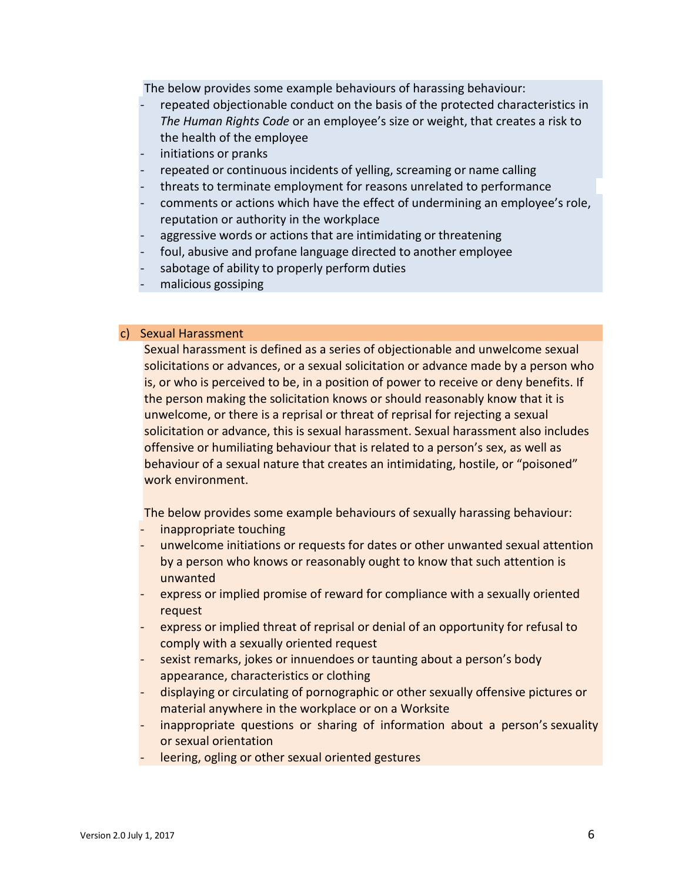The below provides some example behaviours of harassing behaviour:

- repeated objectionable conduct on the basis of the protected characteristics in *The Human Rights Code* or an employee's size or weight, that creates a risk to the health of the employee
- initiations or pranks
- repeated or continuous incidents of yelling, screaming or name calling
- threats to terminate employment for reasons unrelated to performance
- comments or actions which have the effect of undermining an employee's role, reputation or authority in the workplace
- aggressive words or actions that are intimidating or threatening
- foul, abusive and profane language directed to another employee
- sabotage of ability to properly perform duties
- malicious gossiping

### c) Sexual Harassment

Sexual harassment is defined as a series of objectionable and unwelcome sexual solicitations or advances, or a sexual solicitation or advance made by a person who is, or who is perceived to be, in a position of power to receive or deny benefits. If the person making the solicitation knows or should reasonably know that it is unwelcome, or there is a reprisal or threat of reprisal for rejecting a sexual solicitation or advance, this is sexual harassment. Sexual harassment also includes offensive or humiliating behaviour that is related to a person's sex, as well as behaviour of a sexual nature that creates an intimidating, hostile, or "poisoned" work environment.

The below provides some example behaviours of sexually harassing behaviour:

- inappropriate touching
- unwelcome initiations or requests for dates or other unwanted sexual attention by a person who knows or reasonably ought to know that such attention is unwanted
- express or implied promise of reward for compliance with a sexually oriented request
- express or implied threat of reprisal or denial of an opportunity for refusal to comply with a sexually oriented request
- sexist remarks, jokes or innuendoes or taunting about a person's body appearance, characteristics or clothing
- displaying or circulating of pornographic or other sexually offensive pictures or material anywhere in the workplace or on a Worksite
- inappropriate questions or sharing of information about a person's sexuality or sexual orientation
- leering, ogling or other sexual oriented gestures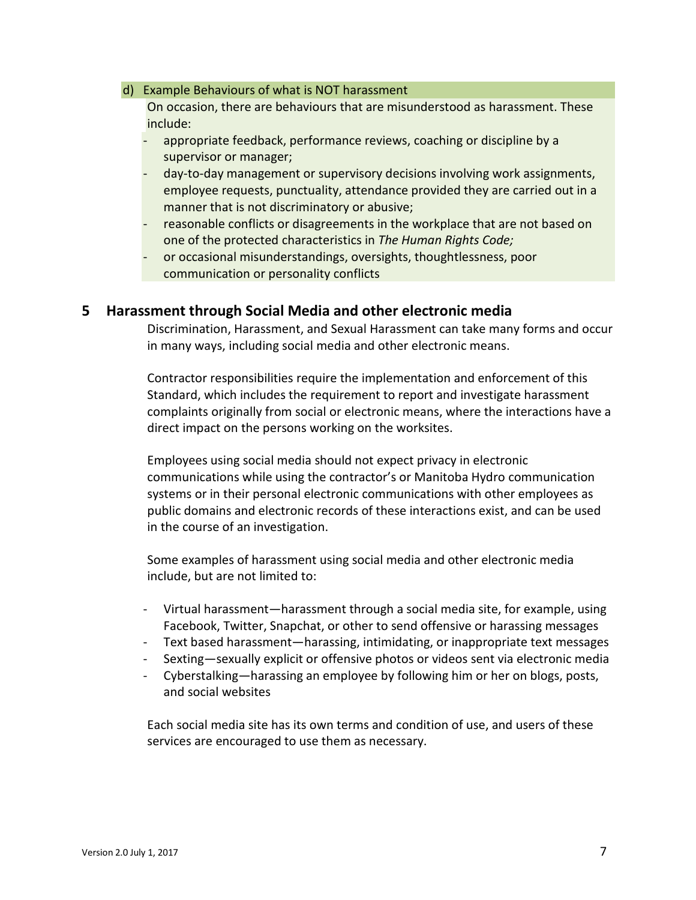d) Example Behaviours of what is NOT harassment

On occasion, there are behaviours that are misunderstood as harassment. These include:

- appropriate feedback, performance reviews, coaching or discipline by a supervisor or manager;
- day-to-day management or supervisory decisions involving work assignments, employee requests, punctuality, attendance provided they are carried out in a manner that is not discriminatory or abusive;
- reasonable conflicts or disagreements in the workplace that are not based on one of the protected characteristics in *The Human Rights Code;*
- or occasional misunderstandings, oversights, thoughtlessness, poor communication or personality conflicts

## 5 Harassment through Social Media and other electronic media

Discrimination, Harassment, and Sexual Harassment can take many forms and occur in many ways, including social media and other electronic means.

Contractor responsibilities require the implementation and enforcement of this Standard, which includes the requirement to report and investigate harassment complaints originally from social or electronic means, where the interactions have a direct impact on the persons working on the worksites.

Employees using social media should not expect privacy in electronic communications while using the contractor's or Manitoba Hydro communication systems or in their personal electronic communications with other employees as public domains and electronic records of these interactions exist, and can be used in the course of an investigation.

Some examples of harassment using social media and other electronic media include, but are not limited to:

- Virtual harassment—harassment through a social media site, for example, using Facebook, Twitter, Snapchat, or other to send offensive or harassing messages
- Text based harassment—harassing, intimidating, or inappropriate text messages
- Sexting—sexually explicit or offensive photos or videos sent via electronic media
- Cyberstalking—harassing an employee by following him or her on blogs, posts, and social websites

Each social media site has its own terms and condition of use, and users of these services are encouraged to use them as necessary.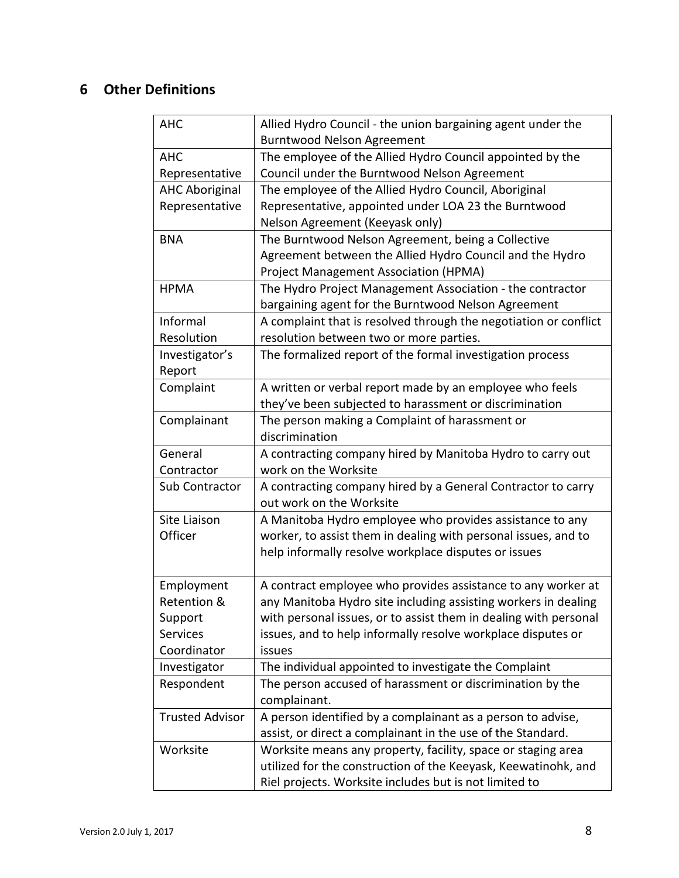## 6 Other Definitions

| | |
|---|---|
| AHC | Allied Hydro Council - the union bargaining agent under the Burntwood Nelson Agreement |
| AHC Representative | The employee of the Allied Hydro Council appointed by the Council under the Burntwood Nelson Agreement |
| AHC Aboriginal Representative | The employee of the Allied Hydro Council, Aboriginal Representative, appointed under LOA 23 the Burntwood Nelson Agreement (Keeyask only) |
| BNA | The Burntwood Nelson Agreement, being a Collective Agreement between the Allied Hydro Council and the Hydro Project Management Association (HPMA) |
| HPMA | The Hydro Project Management Association - the contractor bargaining agent for the Burntwood Nelson Agreement |
| Informal Resolution | A complaint that is resolved through the negotiation or conflict resolution between two or more parties. |
| Investigator's Report | The formalized report of the formal investigation process |
| Complaint | A written or verbal report made by an employee who feels they've been subjected to harassment or discrimination |
| Complainant | The person making a Complaint of harassment or discrimination |
| General Contractor | A contracting company hired by Manitoba Hydro to carry out work on the Worksite |
| Sub Contractor | A contracting company hired by a General Contractor to carry out work on the Worksite |
| Site Liaison Officer | A Manitoba Hydro employee who provides assistance to any worker, to assist them in dealing with personal issues, and to help informally resolve workplace disputes or issues |
| Employment Retention & Support Services Coordinator | A contract employee who provides assistance to any worker at any Manitoba Hydro site including assisting workers in dealing with personal issues, or to assist them in dealing with personal issues, and to help informally resolve workplace disputes or issues |
| Investigator | The individual appointed to investigate the Complaint |
| Respondent | The person accused of harassment or discrimination by the complainant. |
| Trusted Advisor | A person identified by a complainant as a person to advise, assist, or direct a complainant in the use of the Standard. |
| Worksite | Worksite means any property, facility, space or staging area utilized for the construction of the Keeyask, Keewatinohk, and Riel projects. Worksite includes but is not limited to |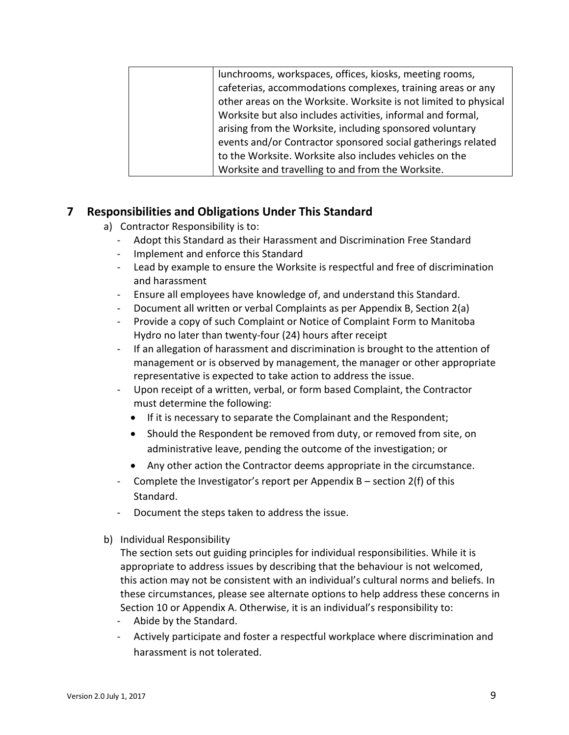| | lunchrooms, workspaces, offices, kiosks, meeting rooms, cafeterias, accommodations complexes, training areas or any other areas on the Worksite. Worksite is not limited to physical Worksite but also includes activities, informal and formal, arising from the Worksite, including sponsored voluntary events and/or Contractor sponsored social gatherings related to the Worksite. Worksite also includes vehicles on the Worksite and travelling to and from the Worksite. |
|---|---|

## 7 Responsibilities and Obligations Under This Standard

a) Contractor Responsibility is to:
- Adopt this Standard as their Harassment and Discrimination Free Standard
- Implement and enforce this Standard
- Lead by example to ensure the Worksite is respectful and free of discrimination and harassment
- Ensure all employees have knowledge of, and understand this Standard.
- Document all written or verbal Complaints as per Appendix B, Section 2(a)
- Provide a copy of such Complaint or Notice of Complaint Form to Manitoba Hydro no later than twenty-four (24) hours after receipt
- If an allegation of harassment and discrimination is brought to the attention of management or is observed by management, the manager or other appropriate representative is expected to take action to address the issue.
- Upon receipt of a written, verbal, or form based Complaint, the Contractor must determine the following:
  - If it is necessary to separate the Complainant and the Respondent;
  - Should the Respondent be removed from duty, or removed from site, on administrative leave, pending the outcome of the investigation; or
  - Any other action the Contractor deems appropriate in the circumstance.
- Complete the Investigator's report per Appendix B – section 2(f) of this Standard.
- Document the steps taken to address the issue.

b) Individual Responsibility

The section sets out guiding principles for individual responsibilities. While it is appropriate to address issues by describing that the behaviour is not welcomed, this action may not be consistent with an individual's cultural norms and beliefs. In these circumstances, please see alternate options to help address these concerns in Section 10 or Appendix A. Otherwise, it is an individual's responsibility to:
- Abide by the Standard.
- Actively participate and foster a respectful workplace where discrimination and harassment is not tolerated.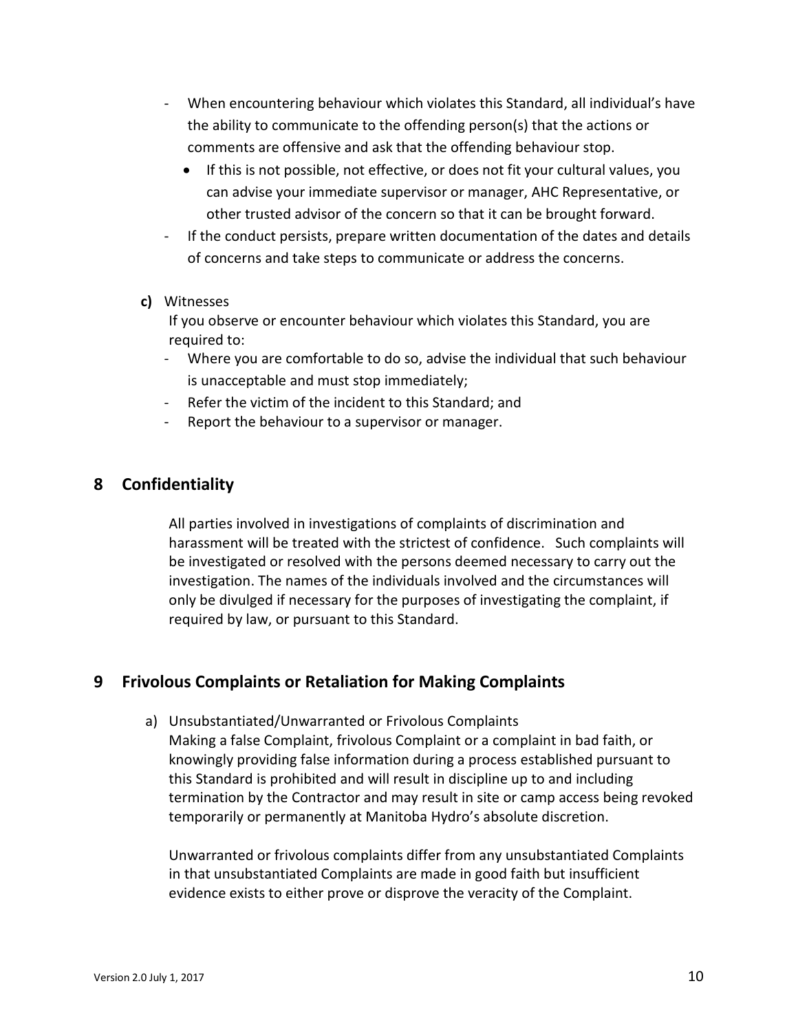- When encountering behaviour which violates this Standard, all individual's have the ability to communicate to the offending person(s) that the actions or comments are offensive and ask that the offending behaviour stop.
    - If this is not possible, not effective, or does not fit your cultural values, you can advise your immediate supervisor or manager, AHC Representative, or other trusted advisor of the concern so that it can be brought forward.
- If the conduct persists, prepare written documentation of the dates and details of concerns and take steps to communicate or address the concerns.

**c)** Witnesses

If you observe or encounter behaviour which violates this Standard, you are required to:

- Where you are comfortable to do so, advise the individual that such behaviour is unacceptable and must stop immediately;
- Refer the victim of the incident to this Standard; and
- Report the behaviour to a supervisor or manager.

## 8 Confidentiality

All parties involved in investigations of complaints of discrimination and harassment will be treated with the strictest of confidence. Such complaints will be investigated or resolved with the persons deemed necessary to carry out the investigation. The names of the individuals involved and the circumstances will only be divulged if necessary for the purposes of investigating the complaint, if required by law, or pursuant to this Standard.

## 9 Frivolous Complaints or Retaliation for Making Complaints

a) Unsubstantiated/Unwarranted or Frivolous Complaints

Making a false Complaint, frivolous Complaint or a complaint in bad faith, or knowingly providing false information during a process established pursuant to this Standard is prohibited and will result in discipline up to and including termination by the Contractor and may result in site or camp access being revoked temporarily or permanently at Manitoba Hydro's absolute discretion.

Unwarranted or frivolous complaints differ from any unsubstantiated Complaints in that unsubstantiated Complaints are made in good faith but insufficient evidence exists to either prove or disprove the veracity of the Complaint.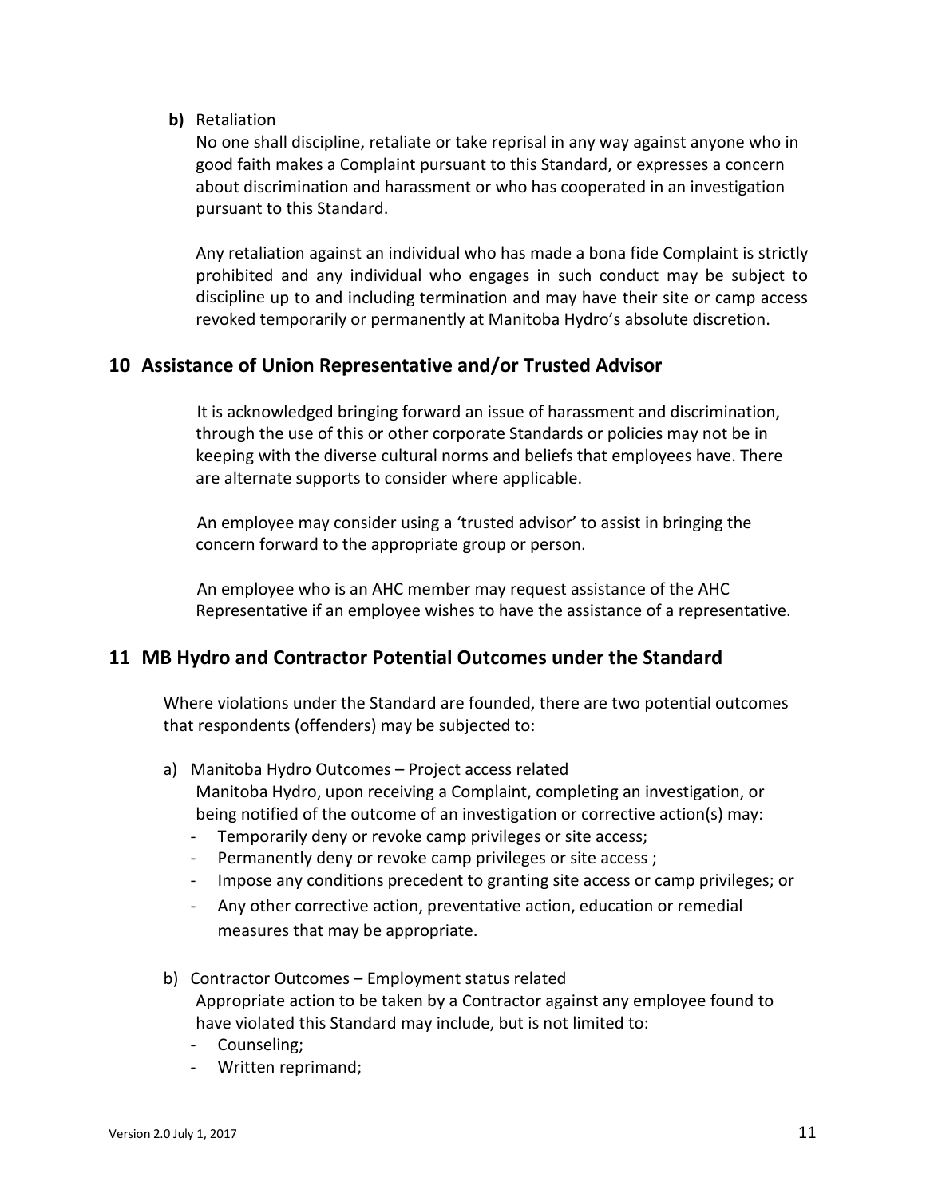**b)** Retaliation

No one shall discipline, retaliate or take reprisal in any way against anyone who in good faith makes a Complaint pursuant to this Standard, or expresses a concern about discrimination and harassment or who has cooperated in an investigation pursuant to this Standard.

Any retaliation against an individual who has made a bona fide Complaint is strictly prohibited and any individual who engages in such conduct may be subject to discipline up to and including termination and may have their site or camp access revoked temporarily or permanently at Manitoba Hydro's absolute discretion.

## 10 Assistance of Union Representative and/or Trusted Advisor

It is acknowledged bringing forward an issue of harassment and discrimination, through the use of this or other corporate Standards or policies may not be in keeping with the diverse cultural norms and beliefs that employees have. There are alternate supports to consider where applicable.

An employee may consider using a 'trusted advisor' to assist in bringing the concern forward to the appropriate group or person.

An employee who is an AHC member may request assistance of the AHC Representative if an employee wishes to have the assistance of a representative.

## 11 MB Hydro and Contractor Potential Outcomes under the Standard

Where violations under the Standard are founded, there are two potential outcomes that respondents (offenders) may be subjected to:

a) Manitoba Hydro Outcomes – Project access related

Manitoba Hydro, upon receiving a Complaint, completing an investigation, or being notified of the outcome of an investigation or corrective action(s) may:

- Temporarily deny or revoke camp privileges or site access;
- Permanently deny or revoke camp privileges or site access ;
- Impose any conditions precedent to granting site access or camp privileges; or
- Any other corrective action, preventative action, education or remedial measures that may be appropriate.

b) Contractor Outcomes – Employment status related

Appropriate action to be taken by a Contractor against any employee found to have violated this Standard may include, but is not limited to:

- Counseling;
- Written reprimand;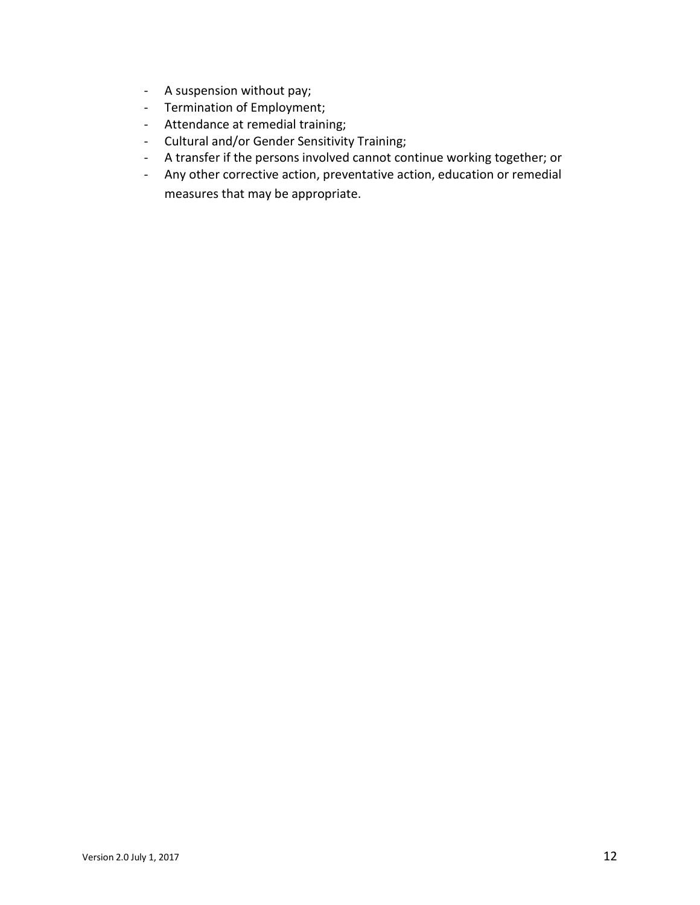- A suspension without pay;
- Termination of Employment;
- Attendance at remedial training;
- Cultural and/or Gender Sensitivity Training;
- A transfer if the persons involved cannot continue working together; or
- Any other corrective action, preventative action, education or remedial measures that may be appropriate.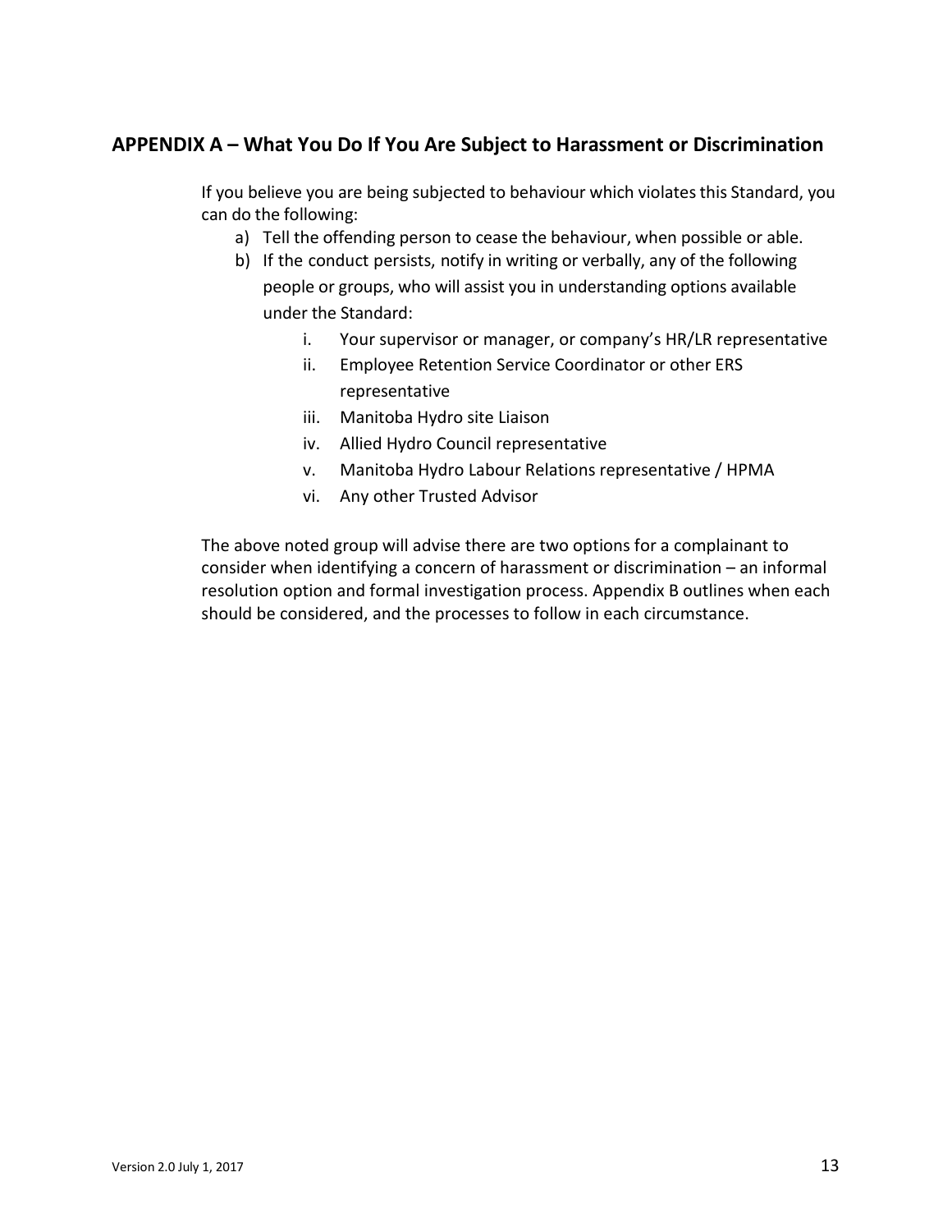## APPENDIX A – What You Do If You Are Subject to Harassment or Discrimination

If you believe you are being subjected to behaviour which violates this Standard, you can do the following:

a) Tell the offending person to cease the behaviour, when possible or able.
b) If the conduct persists, notify in writing or verbally, any of the following people or groups, who will assist you in understanding options available under the Standard:
    i. Your supervisor or manager, or company's HR/LR representative
    ii. Employee Retention Service Coordinator or other ERS representative
    iii. Manitoba Hydro site Liaison
    iv. Allied Hydro Council representative
    v. Manitoba Hydro Labour Relations representative / HPMA
    vi. Any other Trusted Advisor

The above noted group will advise there are two options for a complainant to consider when identifying a concern of harassment or discrimination – an informal resolution option and formal investigation process. Appendix B outlines when each should be considered, and the processes to follow in each circumstance.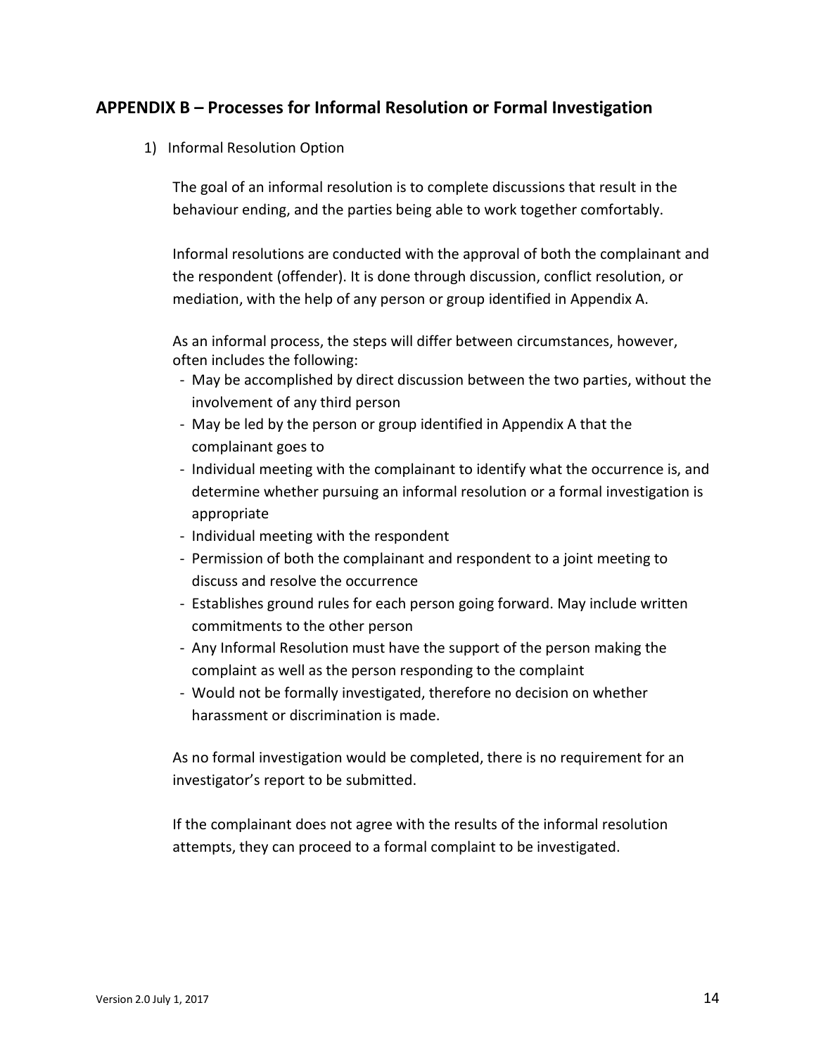## APPENDIX B – Processes for Informal Resolution or Formal Investigation

1) Informal Resolution Option

The goal of an informal resolution is to complete discussions that result in the behaviour ending, and the parties being able to work together comfortably.

Informal resolutions are conducted with the approval of both the complainant and the respondent (offender). It is done through discussion, conflict resolution, or mediation, with the help of any person or group identified in Appendix A.

As an informal process, the steps will differ between circumstances, however, often includes the following:

- May be accomplished by direct discussion between the two parties, without the involvement of any third person
- May be led by the person or group identified in Appendix A that the complainant goes to
- Individual meeting with the complainant to identify what the occurrence is, and determine whether pursuing an informal resolution or a formal investigation is appropriate
- Individual meeting with the respondent
- Permission of both the complainant and respondent to a joint meeting to discuss and resolve the occurrence
- Establishes ground rules for each person going forward. May include written commitments to the other person
- Any Informal Resolution must have the support of the person making the complaint as well as the person responding to the complaint
- Would not be formally investigated, therefore no decision on whether harassment or discrimination is made.

As no formal investigation would be completed, there is no requirement for an investigator's report to be submitted.

If the complainant does not agree with the results of the informal resolution attempts, they can proceed to a formal complaint to be investigated.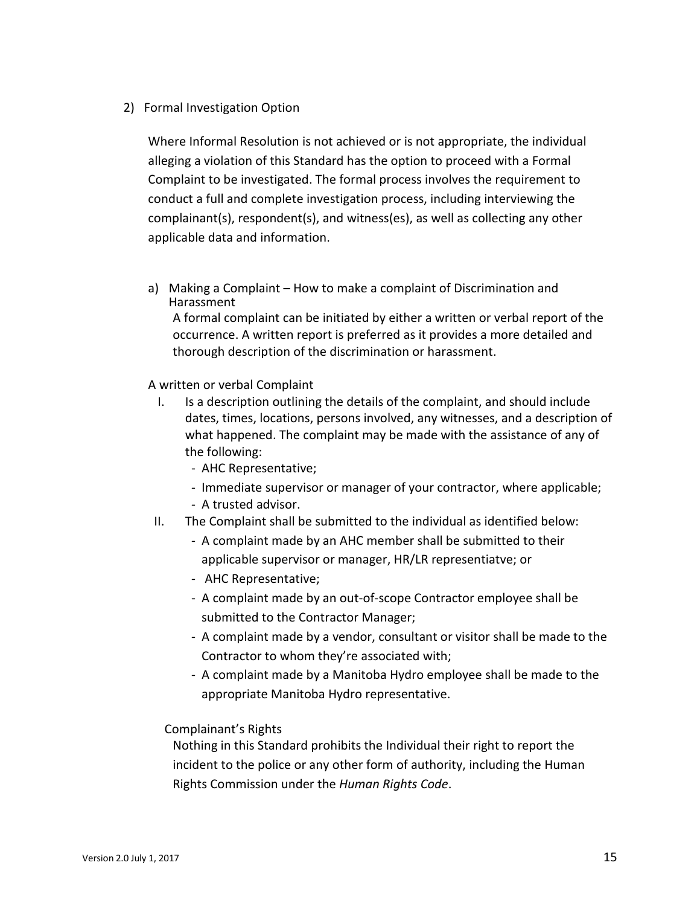2) Formal Investigation Option

Where Informal Resolution is not achieved or is not appropriate, the individual alleging a violation of this Standard has the option to proceed with a Formal Complaint to be investigated. The formal process involves the requirement to conduct a full and complete investigation process, including interviewing the complainant(s), respondent(s), and witness(es), as well as collecting any other applicable data and information.

a) Making a Complaint – How to make a complaint of Discrimination and Harassment

A formal complaint can be initiated by either a written or verbal report of the occurrence. A written report is preferred as it provides a more detailed and thorough description of the discrimination or harassment.

A written or verbal Complaint

I. Is a description outlining the details of the complaint, and should include dates, times, locations, persons involved, any witnesses, and a description of what happened. The complaint may be made with the assistance of any of the following:
   - AHC Representative;
   - Immediate supervisor or manager of your contractor, where applicable;
   - A trusted advisor.

II. The Complaint shall be submitted to the individual as identified below:
   - A complaint made by an AHC member shall be submitted to their applicable supervisor or manager, HR/LR representiatve; or
   - AHC Representative;
   - A complaint made by an out-of-scope Contractor employee shall be submitted to the Contractor Manager;
   - A complaint made by a vendor, consultant or visitor shall be made to the Contractor to whom they're associated with;
   - A complaint made by a Manitoba Hydro employee shall be made to the appropriate Manitoba Hydro representative.

Complainant's Rights

Nothing in this Standard prohibits the Individual their right to report the incident to the police or any other form of authority, including the Human Rights Commission under the *Human Rights Code*.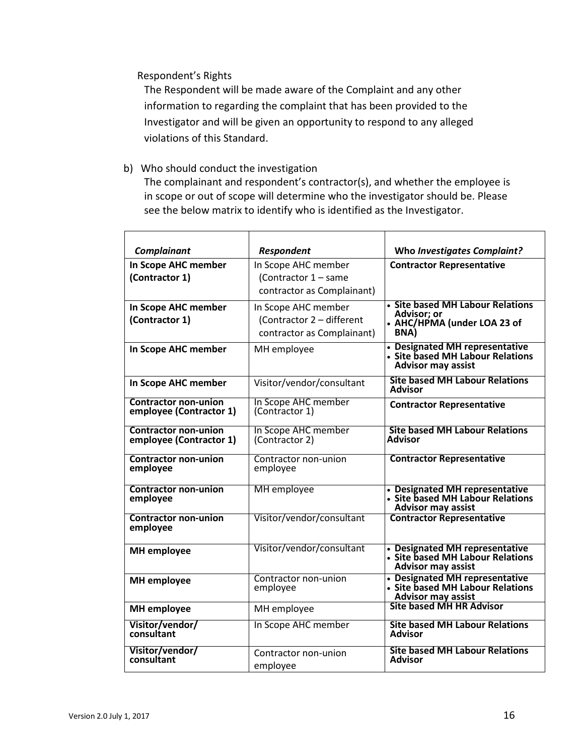Respondent's Rights

The Respondent will be made aware of the Complaint and any other information to regarding the complaint that has been provided to the Investigator and will be given an opportunity to respond to any alleged violations of this Standard.

b) Who should conduct the investigation

The complainant and respondent's contractor(s), and whether the employee is in scope or out of scope will determine who the investigator should be. Please see the below matrix to identify who is identified as the Investigator.

| ***Complainant*** | ***Respondent*** | **Who *Investigates Complaint?*** |
|---|---|---|
| **In Scope AHC member (Contractor 1)** | In Scope AHC member (Contractor 1 – same contractor as Complainant) | **Contractor Representative** |
| **In Scope AHC member (Contractor 1)** | In Scope AHC member (Contractor 2 – different contractor as Complainant) | • **Site based MH Labour Relations Advisor; or**<br>• **AHC/HPMA (under LOA 23 of BNA)** |
| **In Scope AHC member** | MH employee | • **Designated MH representative**<br>• **Site based MH Labour Relations Advisor may assist** |
| **In Scope AHC member** | Visitor/vendor/consultant | **Site based MH Labour Relations Advisor** |
| **Contractor non-union employee (Contractor 1)** | In Scope AHC member (Contractor 1) | **Contractor Representative** |
| **Contractor non-union employee (Contractor 1)** | In Scope AHC member (Contractor 2) | **Site based MH Labour Relations Advisor** |
| **Contractor non-union employee** | Contractor non-union employee | **Contractor Representative** |
| **Contractor non-union employee** | MH employee | • **Designated MH representative**<br>• **Site based MH Labour Relations Advisor may assist** |
| **Contractor non-union employee** | Visitor/vendor/consultant | **Contractor Representative** |
| **MH employee** | Visitor/vendor/consultant | • **Designated MH representative**<br>• **Site based MH Labour Relations Advisor may assist** |
| **MH employee** | Contractor non-union employee | • **Designated MH representative**<br>• **Site based MH Labour Relations Advisor may assist** |
| **MH employee** | MH employee | **Site based MH HR Advisor** |
| **Visitor/vendor/ consultant** | In Scope AHC member | **Site based MH Labour Relations Advisor** |
| **Visitor/vendor/ consultant** | Contractor non-union employee | **Site based MH Labour Relations Advisor** |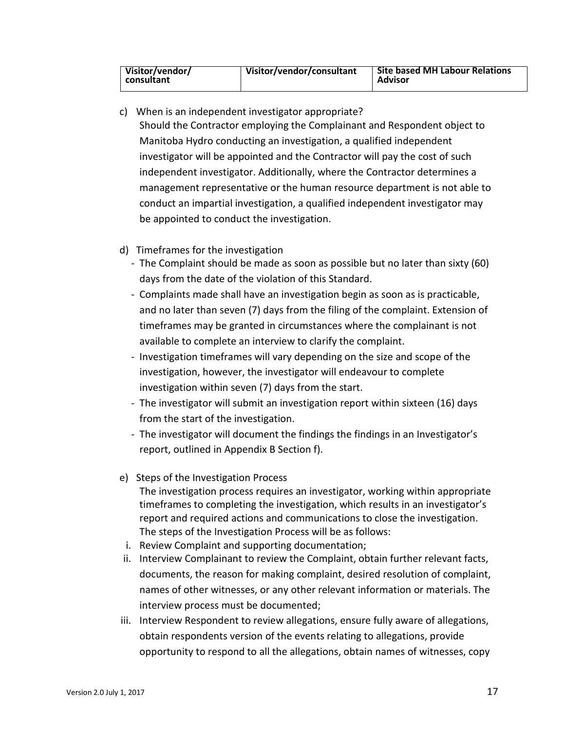| Visitor/vendor/ consultant | Visitor/vendor/consultant | Site based MH Labour Relations Advisor |
|---|---|---|

c) When is an independent investigator appropriate?
Should the Contractor employing the Complainant and Respondent object to Manitoba Hydro conducting an investigation, a qualified independent investigator will be appointed and the Contractor will pay the cost of such independent investigator. Additionally, where the Contractor determines a management representative or the human resource department is not able to conduct an impartial investigation, a qualified independent investigator may be appointed to conduct the investigation.

d) Timeframes for the investigation
- The Complaint should be made as soon as possible but no later than sixty (60) days from the date of the violation of this Standard.
- Complaints made shall have an investigation begin as soon as is practicable, and no later than seven (7) days from the filing of the complaint. Extension of timeframes may be granted in circumstances where the complainant is not available to complete an interview to clarify the complaint.
- Investigation timeframes will vary depending on the size and scope of the investigation, however, the investigator will endeavour to complete investigation within seven (7) days from the start.
- The investigator will submit an investigation report within sixteen (16) days from the start of the investigation.
- The investigator will document the findings the findings in an Investigator's report, outlined in Appendix B Section f).

e) Steps of the Investigation Process
The investigation process requires an investigator, working within appropriate timeframes to completing the investigation, which results in an investigator's report and required actions and communications to close the investigation. The steps of the Investigation Process will be as follows:

i. Review Complaint and supporting documentation;
ii. Interview Complainant to review the Complaint, obtain further relevant facts, documents, the reason for making complaint, desired resolution of complaint, names of other witnesses, or any other relevant information or materials. The interview process must be documented;
iii. Interview Respondent to review allegations, ensure fully aware of allegations, obtain respondents version of the events relating to allegations, provide opportunity to respond to all the allegations, obtain names of witnesses, copy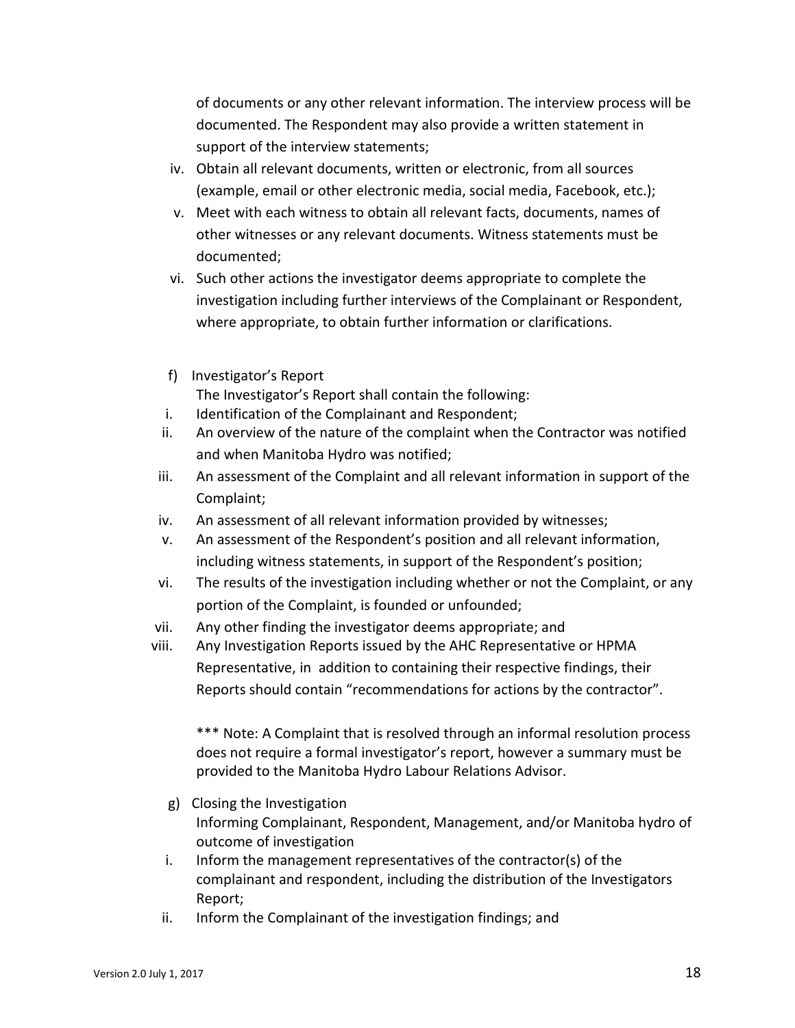of documents or any other relevant information. The interview process will be documented. The Respondent may also provide a written statement in support of the interview statements;

iv. Obtain all relevant documents, written or electronic, from all sources (example, email or other electronic media, social media, Facebook, etc.);

v. Meet with each witness to obtain all relevant facts, documents, names of other witnesses or any relevant documents. Witness statements must be documented;

vi. Such other actions the investigator deems appropriate to complete the investigation including further interviews of the Complainant or Respondent, where appropriate, to obtain further information or clarifications.

f) Investigator's Report

The Investigator's Report shall contain the following:

i. Identification of the Complainant and Respondent;

ii. An overview of the nature of the complaint when the Contractor was notified and when Manitoba Hydro was notified;

iii. An assessment of the Complaint and all relevant information in support of the Complaint;

iv. An assessment of all relevant information provided by witnesses;

v. An assessment of the Respondent's position and all relevant information, including witness statements, in support of the Respondent's position;

vi. The results of the investigation including whether or not the Complaint, or any portion of the Complaint, is founded or unfounded;

vii. Any other finding the investigator deems appropriate; and

viii. Any Investigation Reports issued by the AHC Representative or HPMA Representative, in addition to containing their respective findings, their Reports should contain "recommendations for actions by the contractor".

*** Note: A Complaint that is resolved through an informal resolution process does not require a formal investigator's report, however a summary must be provided to the Manitoba Hydro Labour Relations Advisor.

g) Closing the Investigation

Informing Complainant, Respondent, Management, and/or Manitoba hydro of outcome of investigation

i. Inform the management representatives of the contractor(s) of the complainant and respondent, including the distribution of the Investigators Report;

ii. Inform the Complainant of the investigation findings; and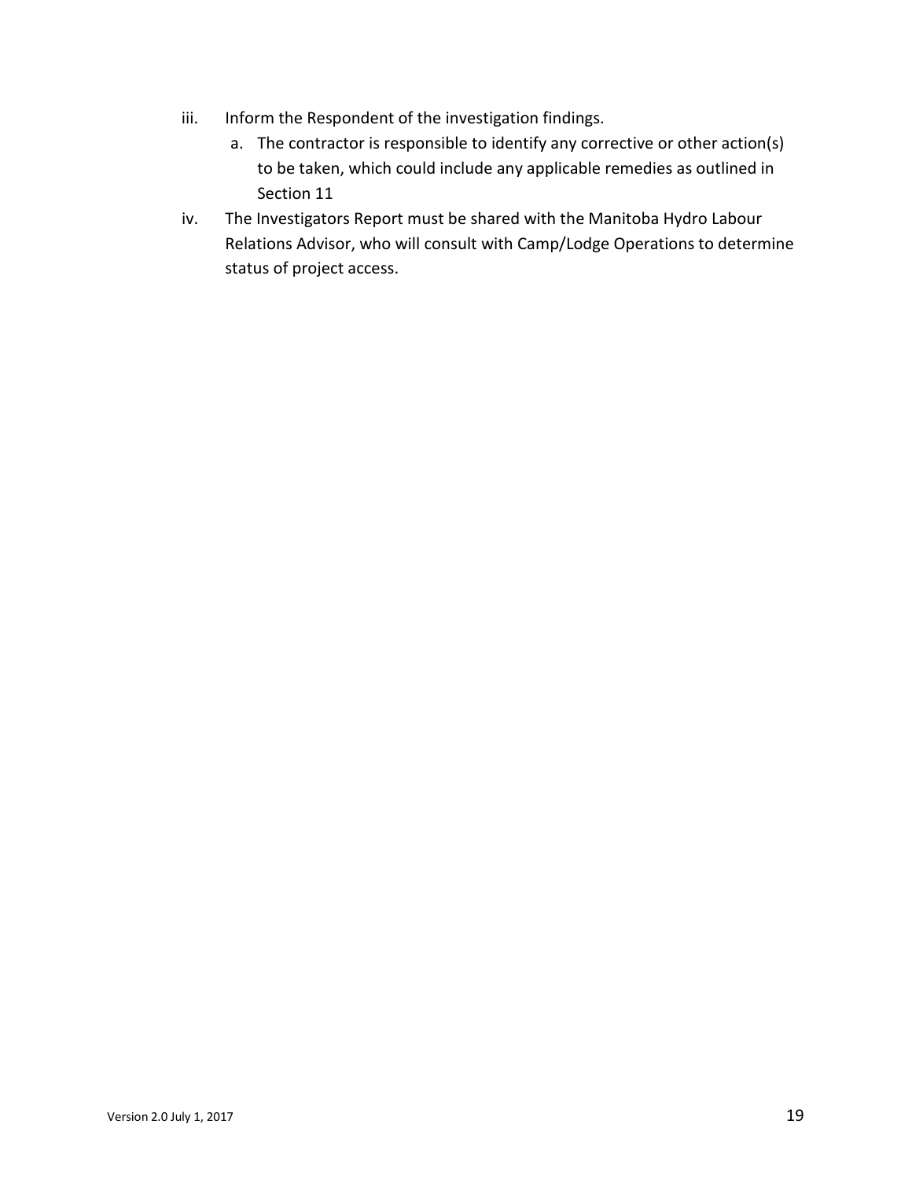iii. Inform the Respondent of the investigation findings.
   a. The contractor is responsible to identify any corrective or other action(s) to be taken, which could include any applicable remedies as outlined in Section 11

iv. The Investigators Report must be shared with the Manitoba Hydro Labour Relations Advisor, who will consult with Camp/Lodge Operations to determine status of project access.